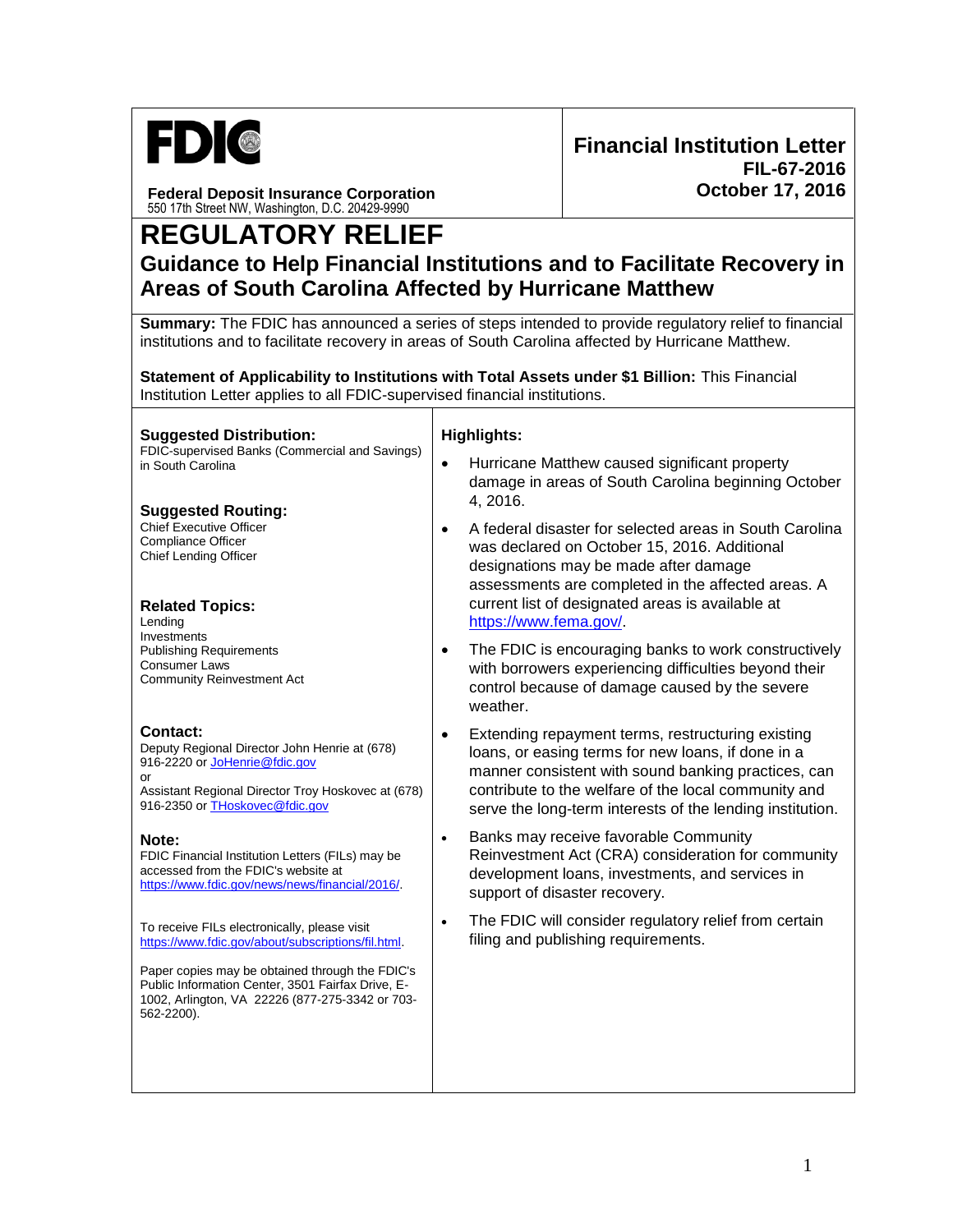FDIC

**Federal Deposit Insurance Corporation**
550 17th Street NW, Washington, D.C. 20429-9990

**Financial Institution Letter**
**FIL-67-2016**
**October 17, 2016**

# REGULATORY RELIEF

## Guidance to Help Financial Institutions and to Facilitate Recovery in Areas of South Carolina Affected by Hurricane Matthew

**Summary:** The FDIC has announced a series of steps intended to provide regulatory relief to financial institutions and to facilitate recovery in areas of South Carolina affected by Hurricane Matthew.

**Statement of Applicability to Institutions with Total Assets under $1 Billion:** This Financial Institution Letter applies to all FDIC-supervised financial institutions.

**Suggested Distribution:**
FDIC-supervised Banks (Commercial and Savings) in South Carolina

**Suggested Routing:**
Chief Executive Officer
Compliance Officer
Chief Lending Officer

**Related Topics:**
Lending
Investments
Publishing Requirements
Consumer Laws
Community Reinvestment Act

**Contact:**
Deputy Regional Director John Henrie at (678) 916-2220 or JoHenrie@fdic.gov
or
Assistant Regional Director Troy Hoskovec at (678) 916-2350 or THoskovec@fdic.gov

**Note:**
FDIC Financial Institution Letters (FILs) may be accessed from the FDIC's website at https://www.fdic.gov/news/news/financial/2016/.

To receive FILs electronically, please visit https://www.fdic.gov/about/subscriptions/fil.html.

Paper copies may be obtained through the FDIC's Public Information Center, 3501 Fairfax Drive, E-1002, Arlington, VA 22226 (877-275-3342 or 703-562-2200).

**Highlights:**

- Hurricane Matthew caused significant property damage in areas of South Carolina beginning October 4, 2016.
- A federal disaster for selected areas in South Carolina was declared on October 15, 2016. Additional designations may be made after damage assessments are completed in the affected areas. A current list of designated areas is available at https://www.fema.gov/.
- The FDIC is encouraging banks to work constructively with borrowers experiencing difficulties beyond their control because of damage caused by the severe weather.
- Extending repayment terms, restructuring existing loans, or easing terms for new loans, if done in a manner consistent with sound banking practices, can contribute to the welfare of the local community and serve the long-term interests of the lending institution.
- Banks may receive favorable Community Reinvestment Act (CRA) consideration for community development loans, investments, and services in support of disaster recovery.
- The FDIC will consider regulatory relief from certain filing and publishing requirements.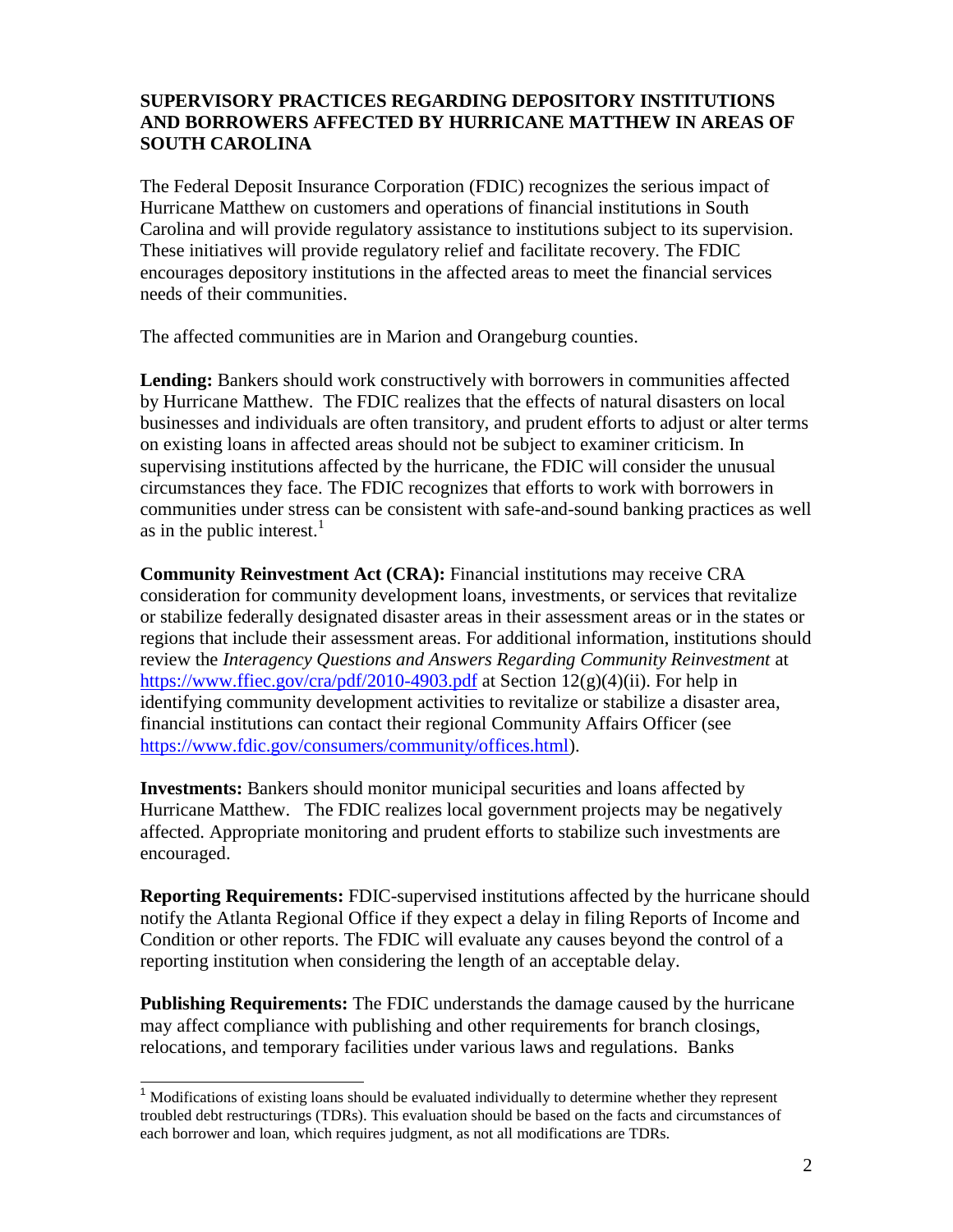**SUPERVISORY PRACTICES REGARDING DEPOSITORY INSTITUTIONS AND BORROWERS AFFECTED BY HURRICANE MATTHEW IN AREAS OF SOUTH CAROLINA**

The Federal Deposit Insurance Corporation (FDIC) recognizes the serious impact of Hurricane Matthew on customers and operations of financial institutions in South Carolina and will provide regulatory assistance to institutions subject to its supervision. These initiatives will provide regulatory relief and facilitate recovery. The FDIC encourages depository institutions in the affected areas to meet the financial services needs of their communities.

The affected communities are in Marion and Orangeburg counties.

**Lending:** Bankers should work constructively with borrowers in communities affected by Hurricane Matthew. The FDIC realizes that the effects of natural disasters on local businesses and individuals are often transitory, and prudent efforts to adjust or alter terms on existing loans in affected areas should not be subject to examiner criticism. In supervising institutions affected by the hurricane, the FDIC will consider the unusual circumstances they face. The FDIC recognizes that efforts to work with borrowers in communities under stress can be consistent with safe-and-sound banking practices as well as in the public interest.[1]

**Community Reinvestment Act (CRA):** Financial institutions may receive CRA consideration for community development loans, investments, or services that revitalize or stabilize federally designated disaster areas in their assessment areas or in the states or regions that include their assessment areas. For additional information, institutions should review the *Interagency Questions and Answers Regarding Community Reinvestment* at https://www.ffiec.gov/cra/pdf/2010-4903.pdf at Section 12(g)(4)(ii). For help in identifying community development activities to revitalize or stabilize a disaster area, financial institutions can contact their regional Community Affairs Officer (see https://www.fdic.gov/consumers/community/offices.html).

**Investments:** Bankers should monitor municipal securities and loans affected by Hurricane Matthew. The FDIC realizes local government projects may be negatively affected. Appropriate monitoring and prudent efforts to stabilize such investments are encouraged.

**Reporting Requirements:** FDIC-supervised institutions affected by the hurricane should notify the Atlanta Regional Office if they expect a delay in filing Reports of Income and Condition or other reports. The FDIC will evaluate any causes beyond the control of a reporting institution when considering the length of an acceptable delay.

**Publishing Requirements:** The FDIC understands the damage caused by the hurricane may affect compliance with publishing and other requirements for branch closings, relocations, and temporary facilities under various laws and regulations. Banks

[1] Modifications of existing loans should be evaluated individually to determine whether they represent troubled debt restructurings (TDRs). This evaluation should be based on the facts and circumstances of each borrower and loan, which requires judgment, as not all modifications are TDRs.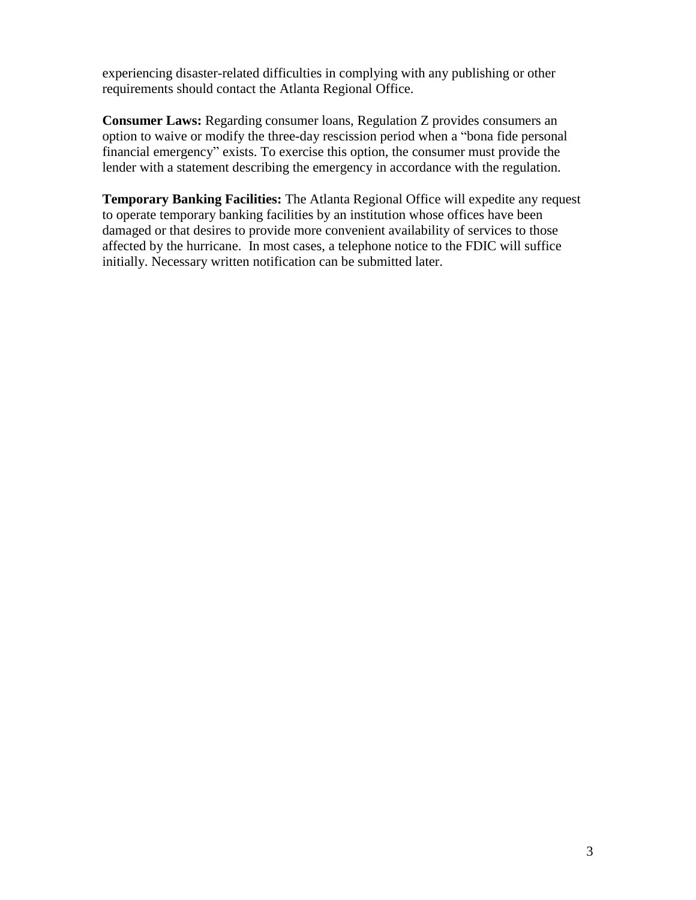experiencing disaster-related difficulties in complying with any publishing or other requirements should contact the Atlanta Regional Office.

**Consumer Laws:** Regarding consumer loans, Regulation Z provides consumers an option to waive or modify the three-day rescission period when a "bona fide personal financial emergency" exists. To exercise this option, the consumer must provide the lender with a statement describing the emergency in accordance with the regulation.

**Temporary Banking Facilities:** The Atlanta Regional Office will expedite any request to operate temporary banking facilities by an institution whose offices have been damaged or that desires to provide more convenient availability of services to those affected by the hurricane. In most cases, a telephone notice to the FDIC will suffice initially. Necessary written notification can be submitted later.